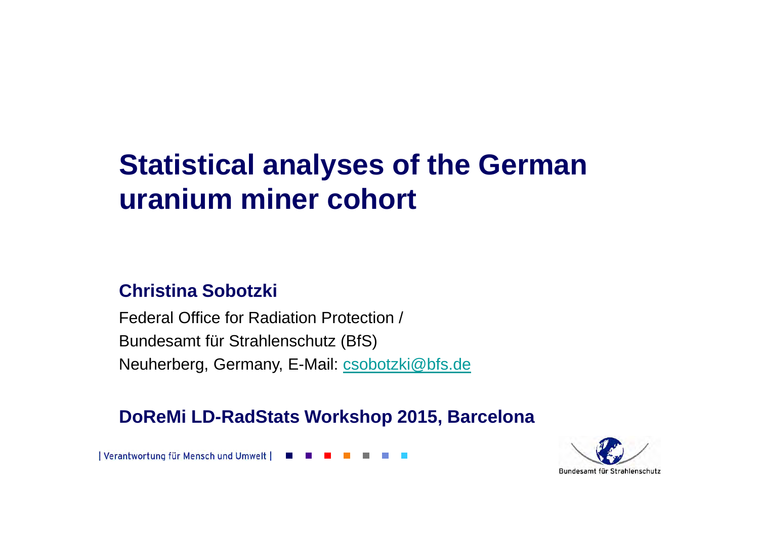# Statistical analyses of the German uranium miner cohort

**Christina Sobotzki**

Federal Office for Radiation Protection /
Bundesamt für Strahlenschutz (BfS)
Neuherberg, Germany, E-Mail: csobotzki@bfs.de

**DoReMi LD-RadStats Workshop 2015, Barcelona**

| Verantwortung für Mensch und Umwelt |

Bundesamt für Strahlenschutz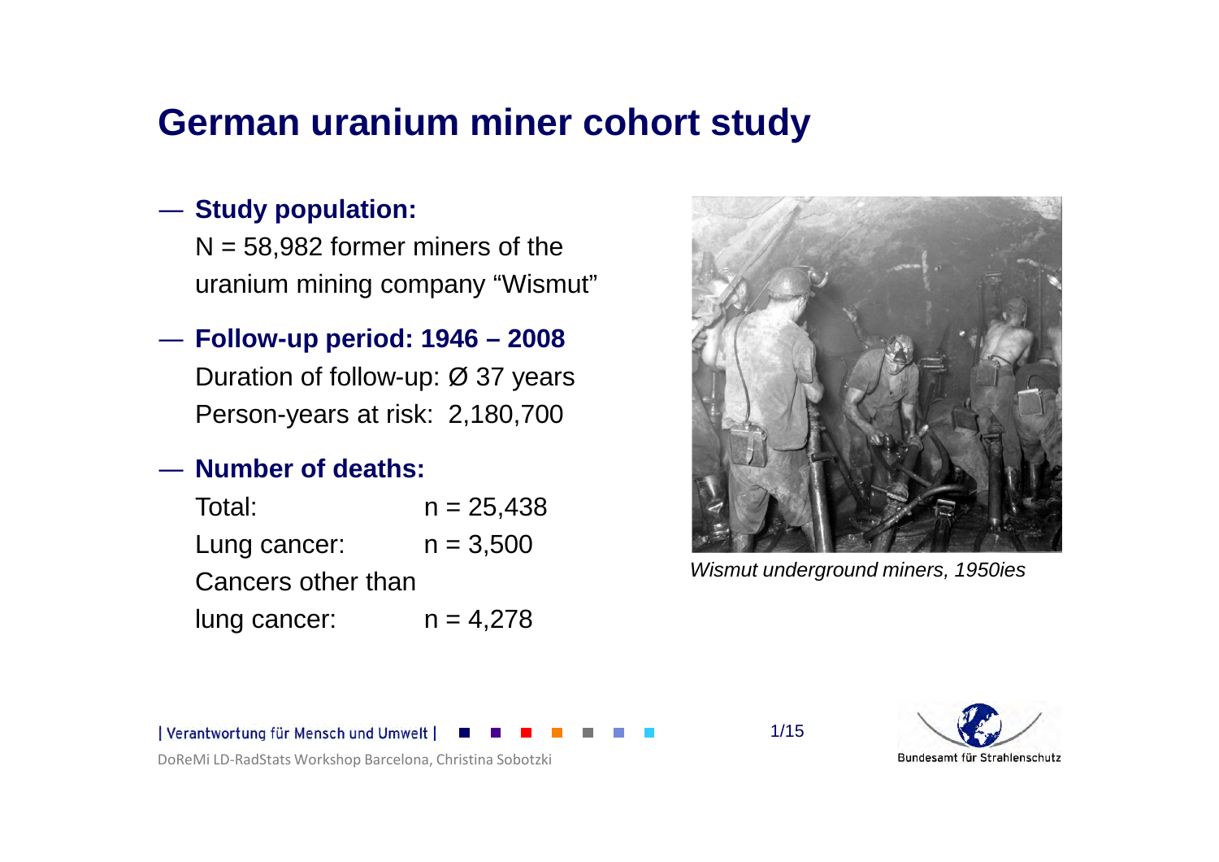# German uranium miner cohort study

- **Study population:**
  N = 58,982 former miners of the uranium mining company "Wismut"
- **Follow-up period: 1946 – 2008**
  Duration of follow-up: Ø 37 years
  Person-years at risk: 2,180,700
- **Number of deaths:**

| | |
|---|---|
| Total: | n = 25,438 |
| Lung cancer: | n = 3,500 |
| Cancers other than lung cancer: | n = 4,278 |

*Wismut underground miners, 1950ies*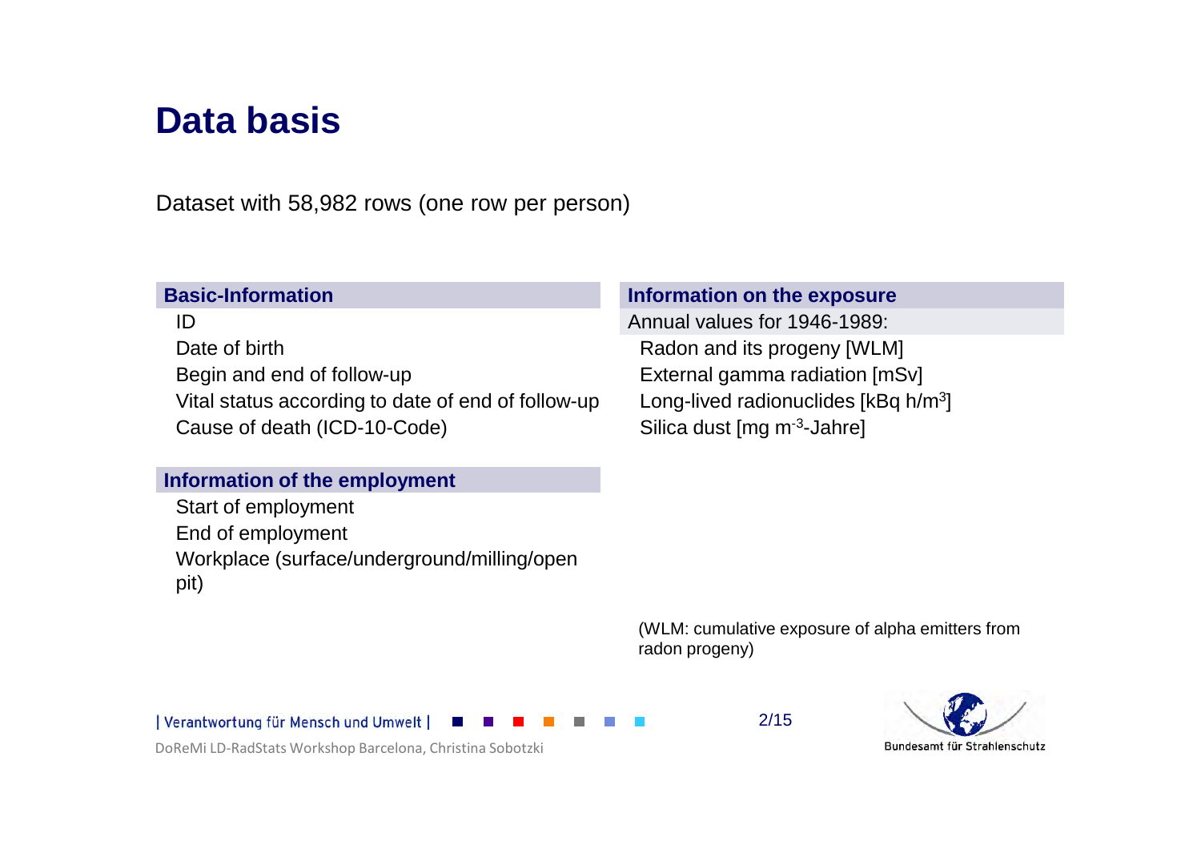# Data basis

Dataset with 58,982 rows (one row per person)

### Basic-Information

- ID
- Date of birth
- Begin and end of follow-up
- Vital status according to date of end of follow-up
- Cause of death (ICD-10-Code)

### Information of the employment

- Start of employment
- End of employment
- Workplace (surface/underground/milling/open pit)

### Information on the exposure

Annual values for 1946-1989:

- Radon and its progeny [WLM]
- External gamma radiation [mSv]
- Long-lived radionuclides [kBq h/$m^3$]
- Silica dust [mg $m^{-3}$-Jahre]

(WLM: cumulative exposure of alpha emitters from radon progeny)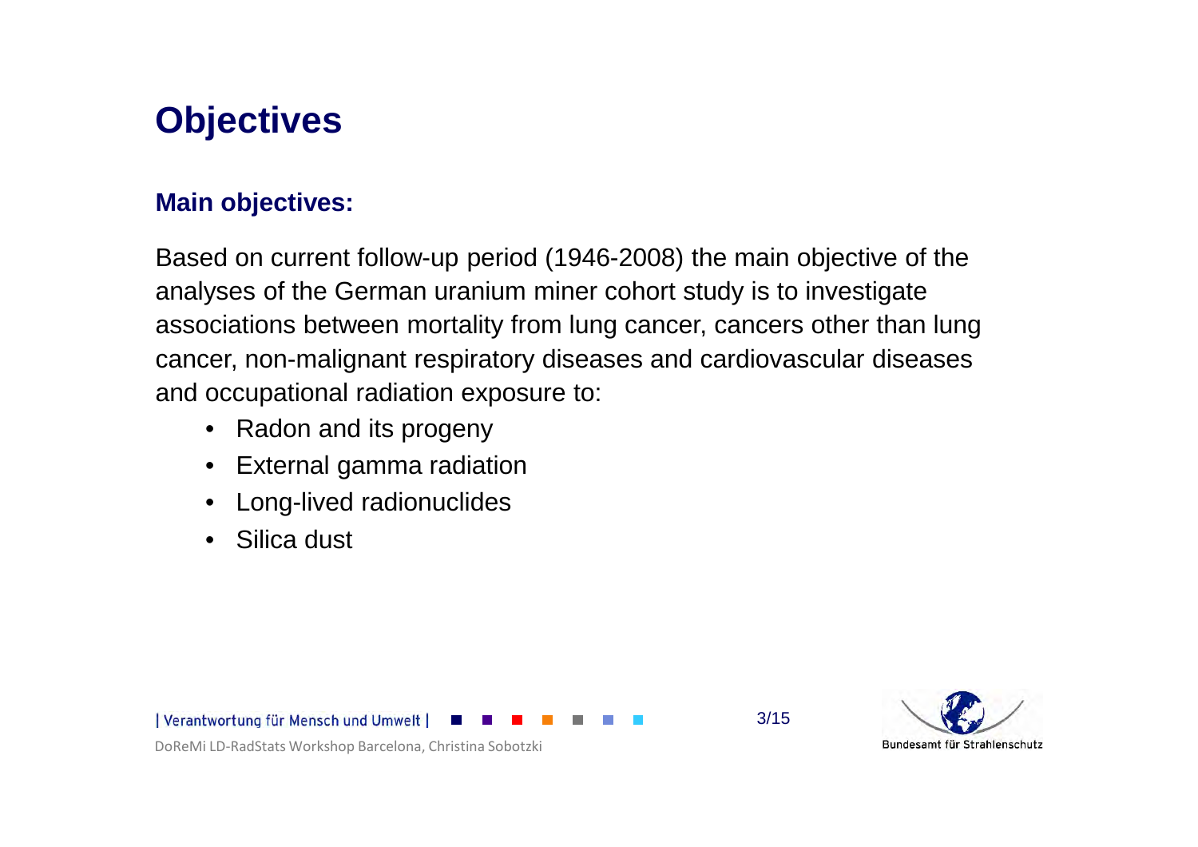# Objectives

### Main objectives:

Based on current follow-up period (1946-2008) the main objective of the analyses of the German uranium miner cohort study is to investigate associations between mortality from lung cancer, cancers other than lung cancer, non-malignant respiratory diseases and cardiovascular diseases and occupational radiation exposure to:

- Radon and its progeny
- External gamma radiation
- Long-lived radionuclides
- Silica dust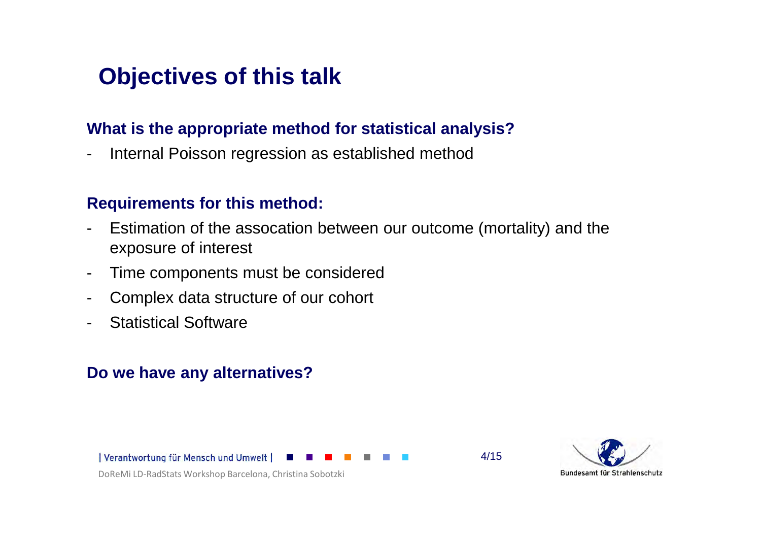# Objectives of this talk

**What is the appropriate method for statistical analysis?**

- Internal Poisson regression as established method

**Requirements for this method:**

- Estimation of the assocation between our outcome (mortality) and the exposure of interest
- Time components must be considered
- Complex data structure of our cohort
- Statistical Software

**Do we have any alternatives?**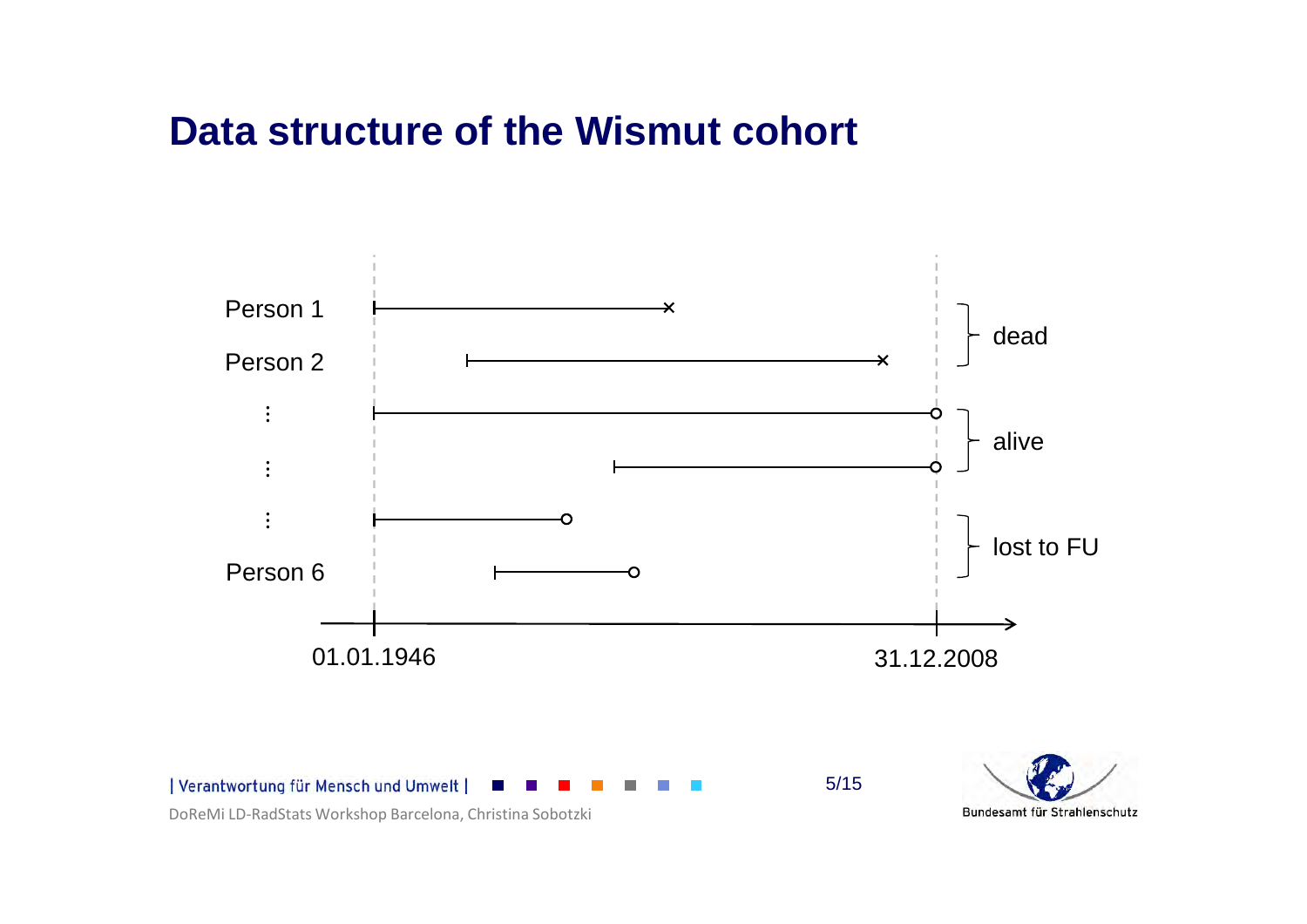# Data structure of the Wismut cohort

Person 1

Person 2

⋮

⋮

⋮

Person 6

dead

alive

lost to FU

01.01.1946

31.12.2008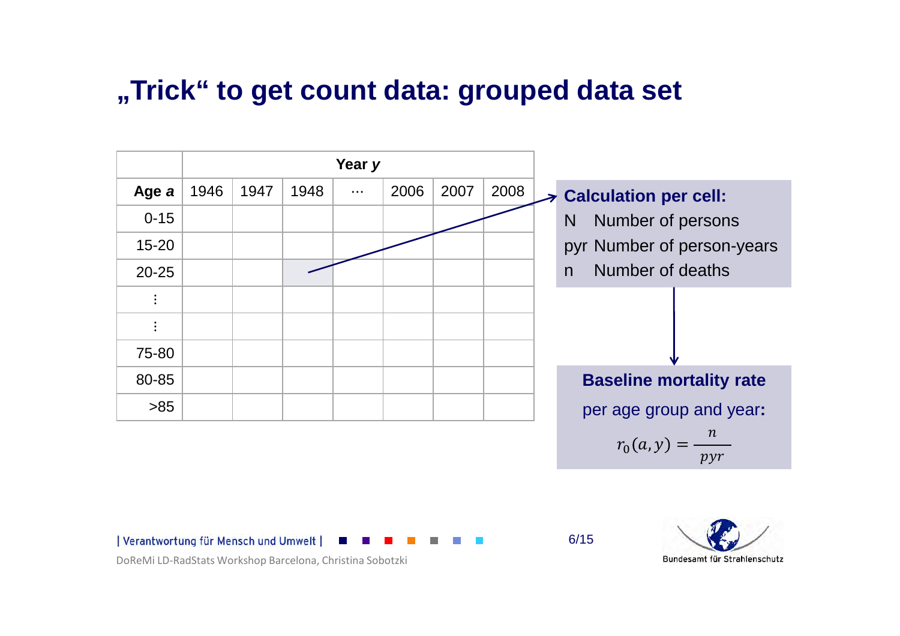# „Trick" to get count data: grouped data set

| | Year *y* | | | | | | |
|---|---|---|---|---|---|---|---|
| **Age *a*** | 1946 | 1947 | 1948 | … | 2006 | 2007 | 2008 |
| 0-15 | | | | | | | |
| 15-20 | | | | | | | |
| 20-25 | | | | | | | |
| ⋮ | | | | | | | |
| ⋮ | | | | | | | |
| 75-80 | | | | | | | |
| 80-85 | | | | | | | |
| >85 | | | | | | | |

**Calculation per cell:**

- N Number of persons
- pyr Number of person-years
- n Number of deaths

**Baseline mortality rate**

per age group and year:

$$r_0(a, y) = \frac{n}{pyr}$$

| Verantwortung für Mensch und Umwelt |

DoReMi LD-RadStats Workshop Barcelona, Christina Sobotzki

Bundesamt für Strahlenschutz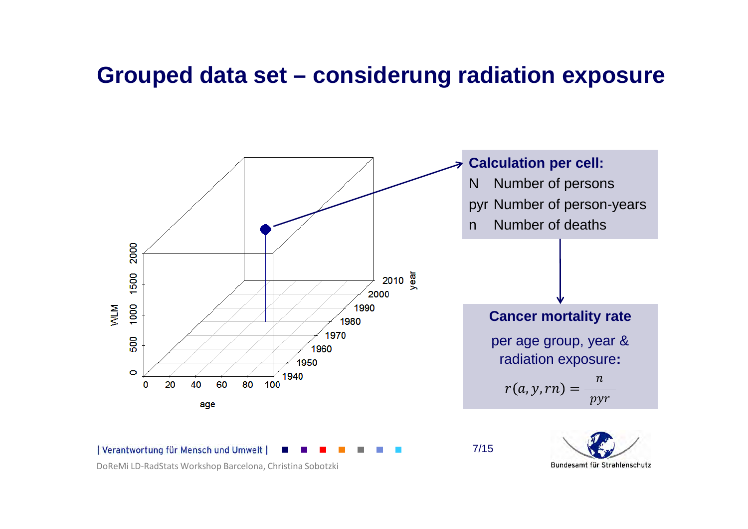# Grouped data set – considerung radiation exposure

**Calculation per cell:**

- N Number of persons
- pyr Number of person-years
- n Number of deaths

**Cancer mortality rate**

per age group, year & radiation exposure**:**

$$r(a, y, rn) = \frac{n}{pyr}$$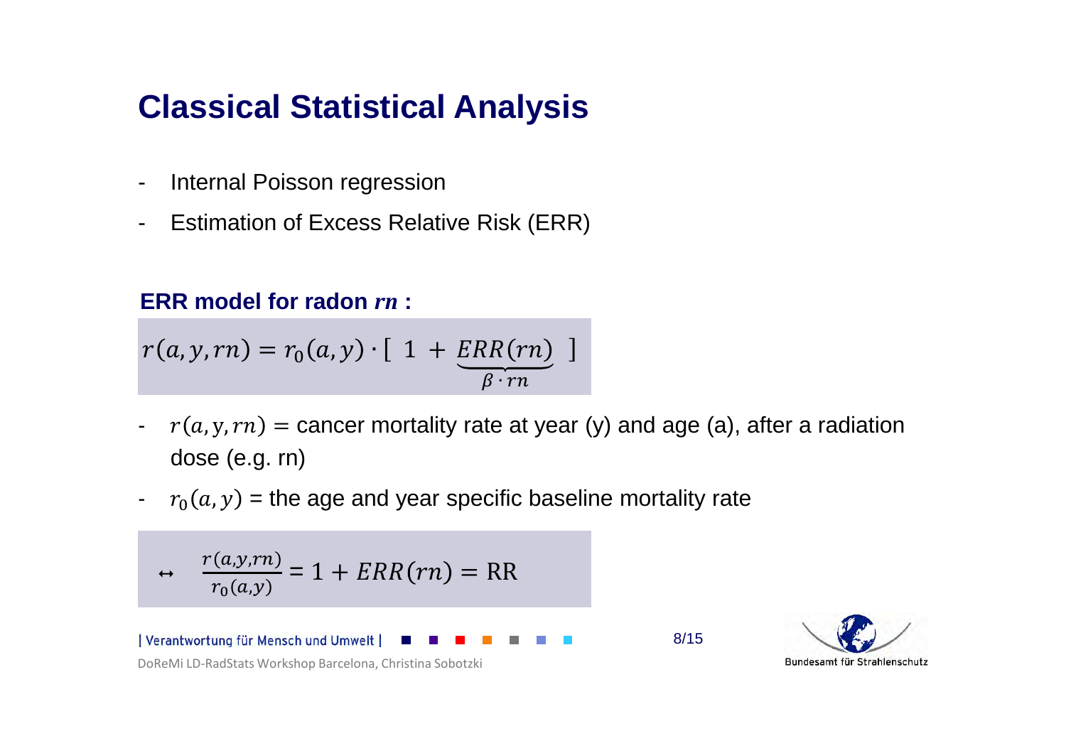# Classical Statistical Analysis

- Internal Poisson regression
- Estimation of Excess Relative Risk (ERR)

**ERR model for radon *rn* :**

$$r(a, y, rn) = r_0(a, y) \cdot [\ 1 + \underbrace{ERR(rn)}_{\beta \cdot rn}\ ]$$

- $r(a, y, rn)$ = cancer mortality rate at year (y) and age (a), after a radiation dose (e.g. rn)
- $r_0(a, y)$ = the age and year specific baseline mortality rate

$$\leftrightarrow \quad \frac{r(a,y,rn)}{r_0(a,y)} = 1 + ERR(rn) = \text{RR}$$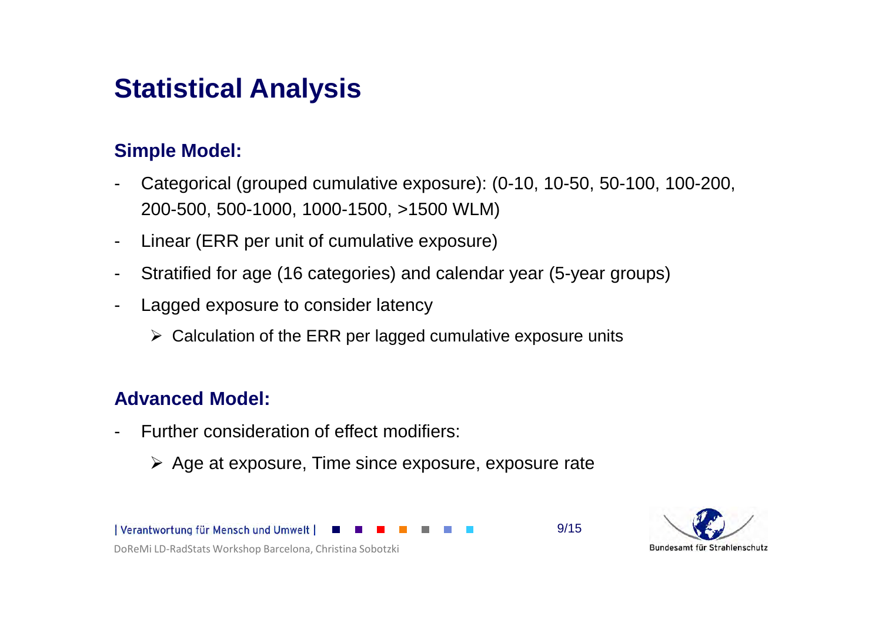# Statistical Analysis

## Simple Model:

- Categorical (grouped cumulative exposure): (0-10, 10-50, 50-100, 100-200, 200-500, 500-1000, 1000-1500, >1500 WLM)
- Linear (ERR per unit of cumulative exposure)
- Stratified for age (16 categories) and calendar year (5-year groups)
- Lagged exposure to consider latency
  - Calculation of the ERR per lagged cumulative exposure units

## Advanced Model:

- Further consideration of effect modifiers:
  - Age at exposure, Time since exposure, exposure rate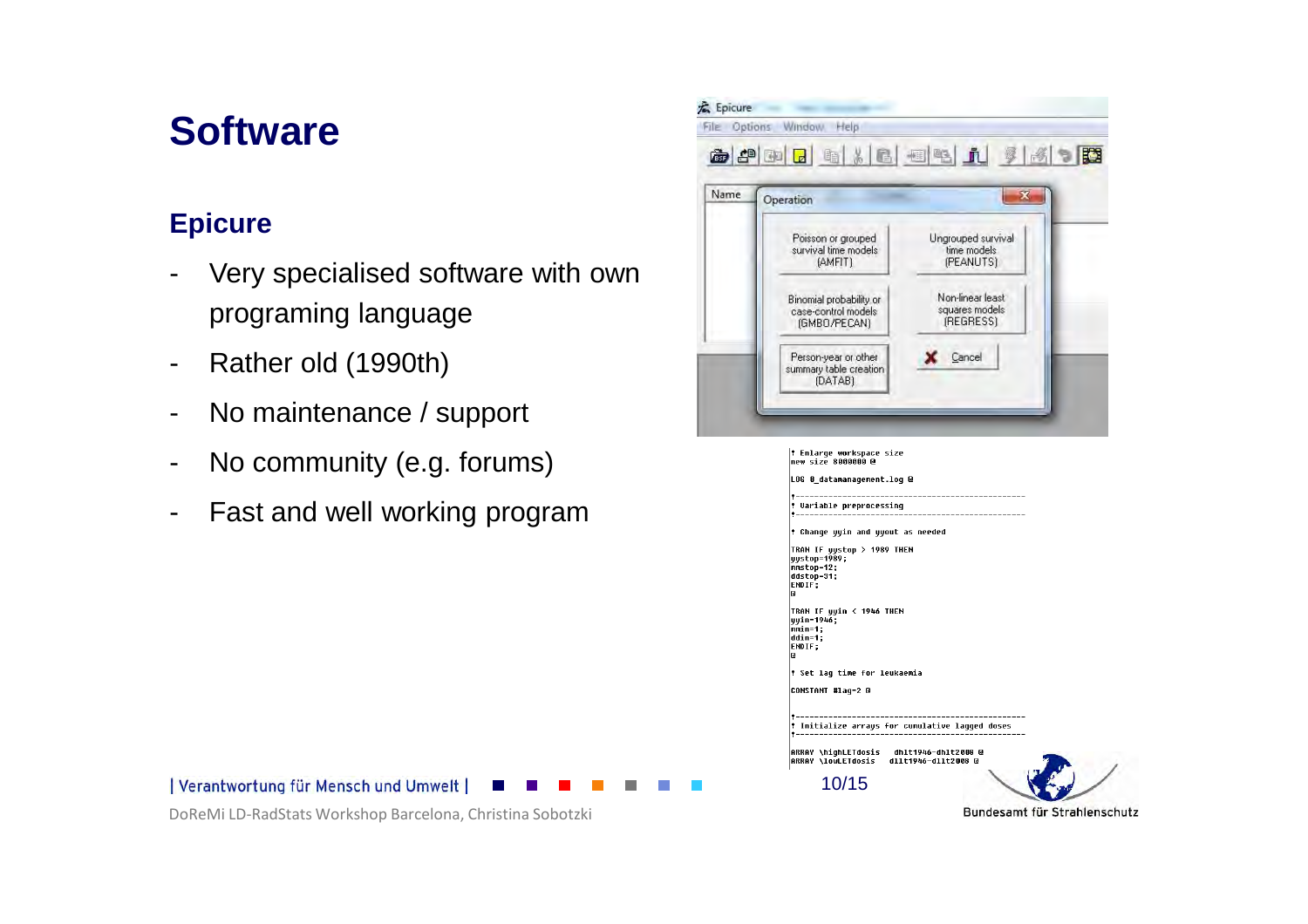# Software

## Epicure

- Very specialised software with own programing language
- Rather old (1990th)
- No maintenance / support
- No community (e.g. forums)
- Fast and well working program

Epicure

File Options Window Help

Name

Operation

Poisson or grouped survival time models (AMFIT)

Ungrouped survival time models (PEANUTS)

Binomial probability or case-control models (GMBO/PECAN)

Non-linear least squares models (REGRESS)

Person-year or other summary table creation (DATAB)

Cancel

```
! Enlarge workspace size
new size 8000000 @

LOG @_datamanagement.log @

!----------------------------------------------------
! Variable preprocessing
!----------------------------------------------------

! Change yyin and yyout as needed

TRAN IF yystop > 1989 THEN
yystop=1989;
mmstop=12;
ddstop=31;
ENDIF;
@

TRAN IF yyin < 1946 THEN
yyin=1946;
mmin=1;
ddin=1;
ENDIF;
@

! Set lag time for leukaemia

CONSTANT #lag=2 @

!----------------------------------------------------
! Initialize arrays for cumulative lagged doses
!----------------------------------------------------

ARRAY \highLETdosis   dh1t1946-dh1t2008 @
ARRAY \lowLETdosis    dl1t1946-dl1t2008 @
```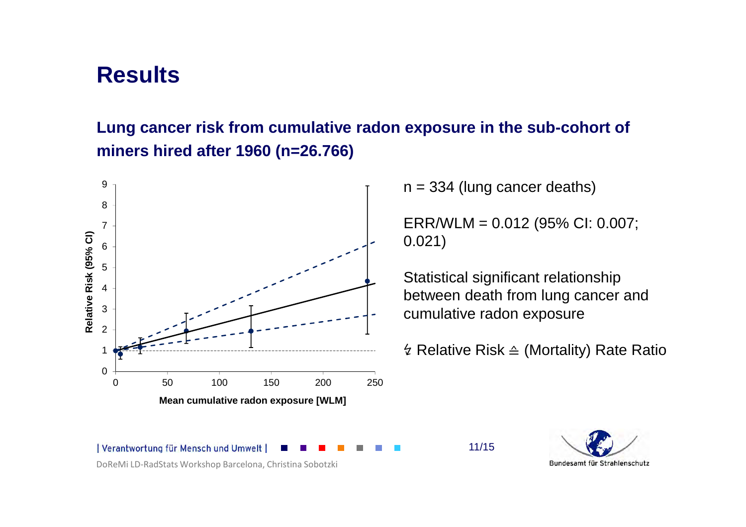# Results

## Lung cancer risk from cumulative radon exposure in the sub-cohort of miners hired after 1960 (n=26.766)

n = 334 (lung cancer deaths)

ERR/WLM = 0.012 (95% CI: 0.007; 0.021)

Statistical significant relationship between death from lung cancer and cumulative radon exposure

↯ Relative Risk ≙ (Mortality) Rate Ratio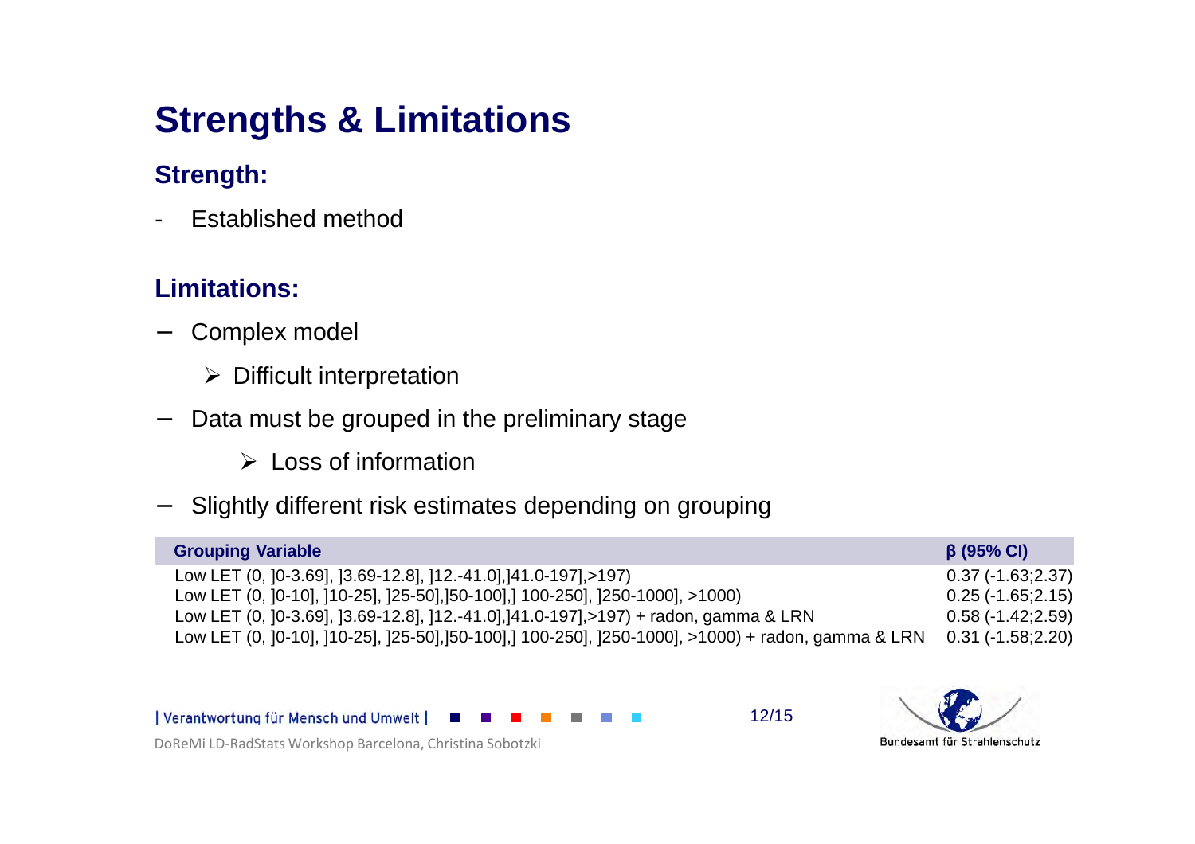# Strengths & Limitations

## Strength:

- Established method

## Limitations:

- Complex model
  - ➢ Difficult interpretation
- Data must be grouped in the preliminary stage
  - ➢ Loss of information
- Slightly different risk estimates depending on grouping

| Grouping Variable | β (95% CI) |
|---|---|
| Low LET (0, ]0-3.69], ]3.69-12.8], ]12.-41.0],]41.0-197],>197) | 0.37 (-1.63;2.37) |
| Low LET (0, ]0-10], ]10-25], ]25-50],]50-100],] 100-250], ]250-1000], >1000) | 0.25 (-1.65;2.15) |
| Low LET (0, ]0-3.69], ]3.69-12.8], ]12.-41.0],]41.0-197],>197) + radon, gamma & LRN | 0.58 (-1.42;2.59) |
| Low LET (0, ]0-10], ]10-25], ]25-50],]50-100],] 100-250], ]250-1000], >1000) + radon, gamma & LRN | 0.31 (-1.58;2.20) |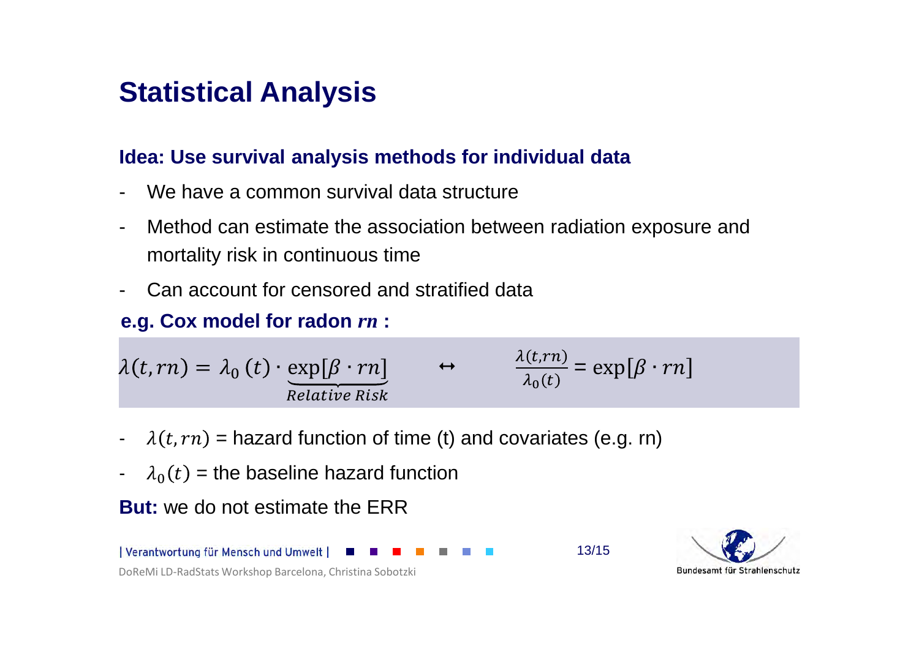# Statistical Analysis

**Idea: Use survival analysis methods for individual data**

- We have a common survival data structure
- Method can estimate the association between radiation exposure and mortality risk in continuous time
- Can account for censored and stratified data

**e.g. Cox model for radon *rn* :**

$$\lambda(t, rn) = \lambda_0(t) \cdot \underbrace{\exp[\beta \cdot rn]}_{Relative\ Risk} \quad \leftrightarrow \quad \frac{\lambda(t, rn)}{\lambda_0(t)} = \exp[\beta \cdot rn]$$

- $\lambda(t, rn)$ = hazard function of time (t) and covariates (e.g. rn)
- $\lambda_0(t)$ = the baseline hazard function

**But:** we do not estimate the ERR

DoReMi LD-RadStats Workshop Barcelona, Christina Sobotzki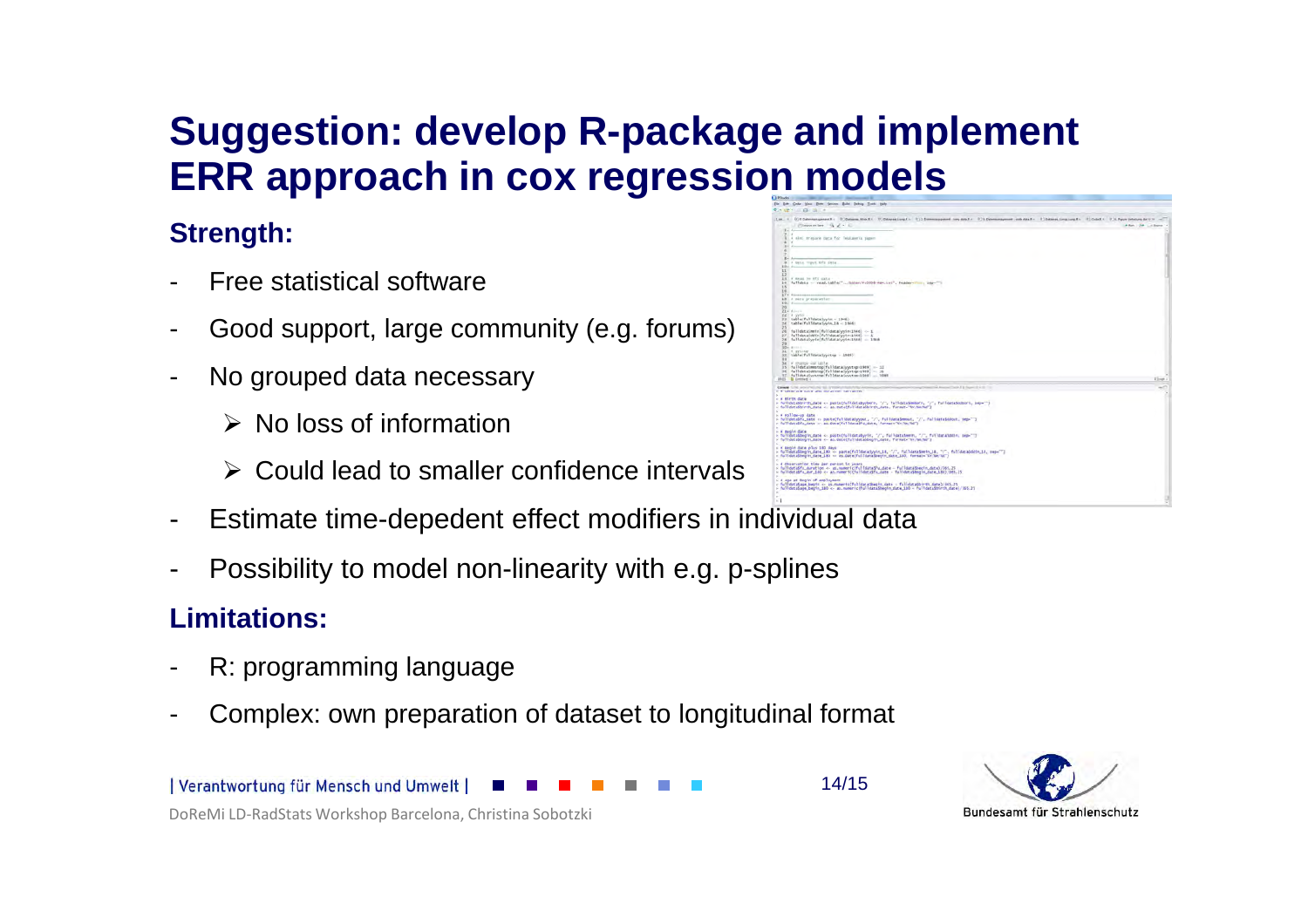# Suggestion: develop R-package and implement ERR approach in cox regression models

### Strength:

- Free statistical software
- Good support, large community (e.g. forums)
- No grouped data necessary
  - ➢ No loss of information
  - ➢ Could lead to smaller confidence intervals
- Estimate time-depedent effect modifiers in individual data
- Possibility to model non-linearity with e.g. p-splines

### Limitations:

- R: programming language
- Complex: own preparation of dataset to longitudinal format

| Verantwortung für Mensch und Umwelt |

DoReMi LD-RadStats Workshop Barcelona, Christina Sobotzki

Bundesamt für Strahlenschutz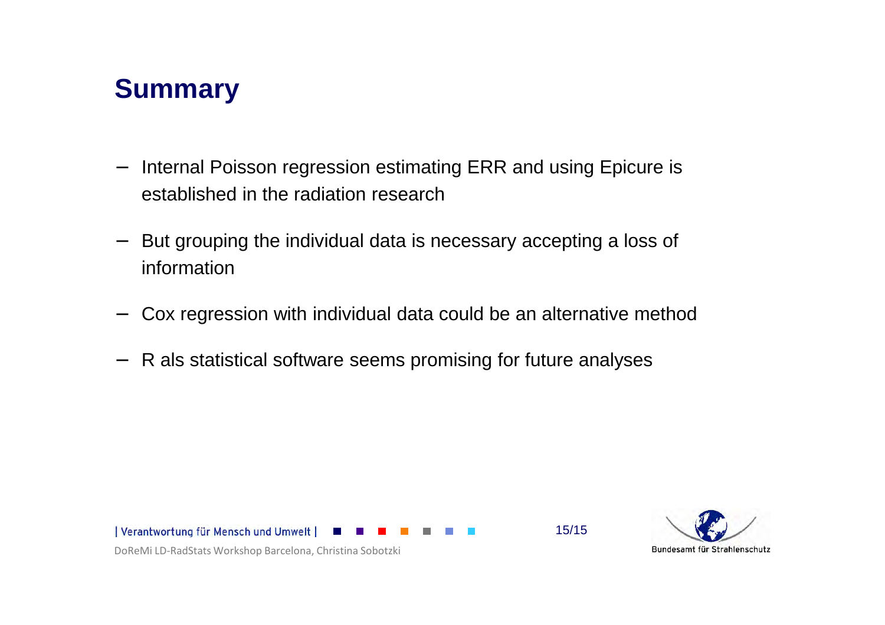# Summary

- Internal Poisson regression estimating ERR and using Epicure is established in the radiation research
- But grouping the individual data is necessary accepting a loss of information
- Cox regression with individual data could be an alternative method
- R als statistical software seems promising for future analyses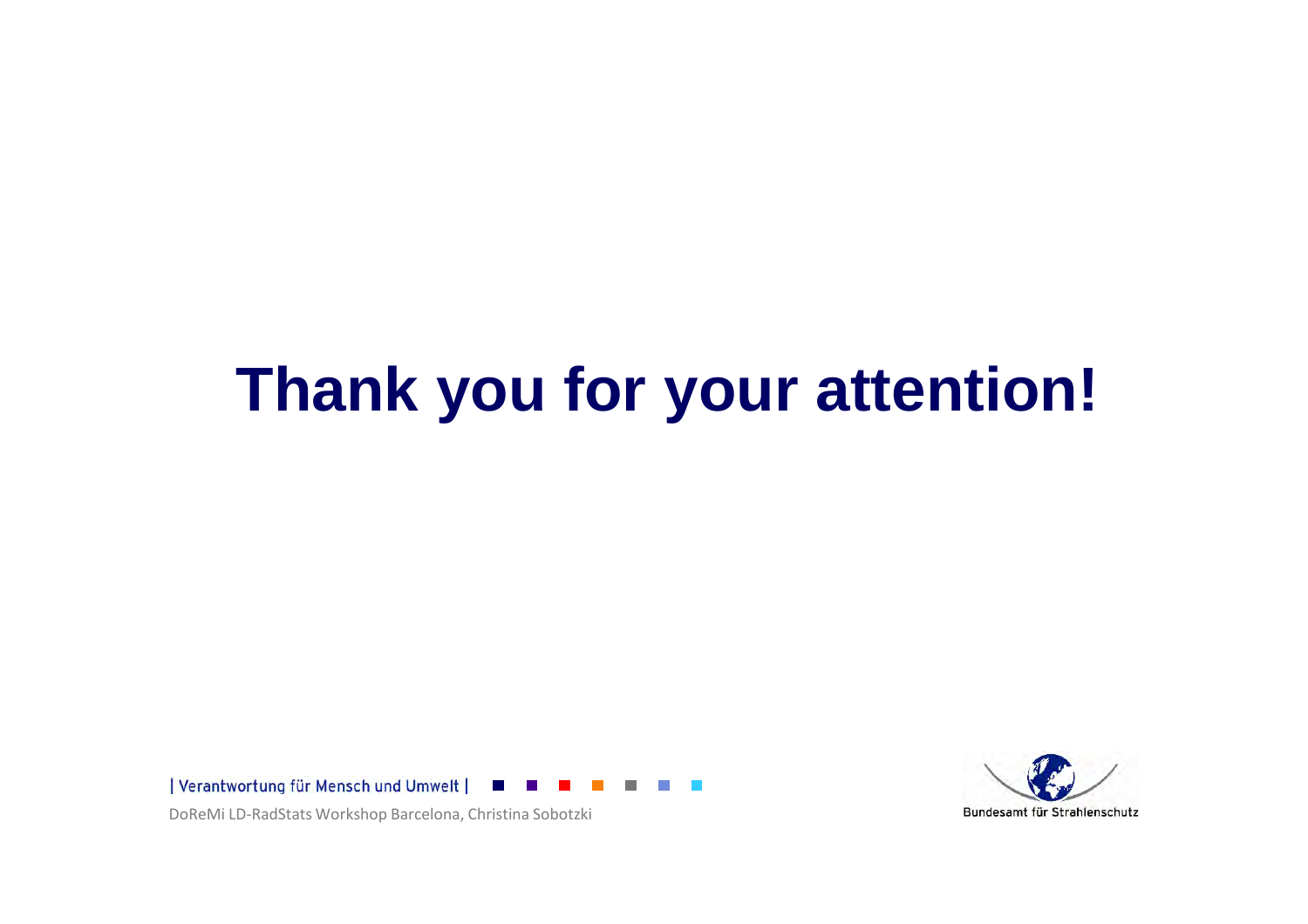# Thank you for your attention!